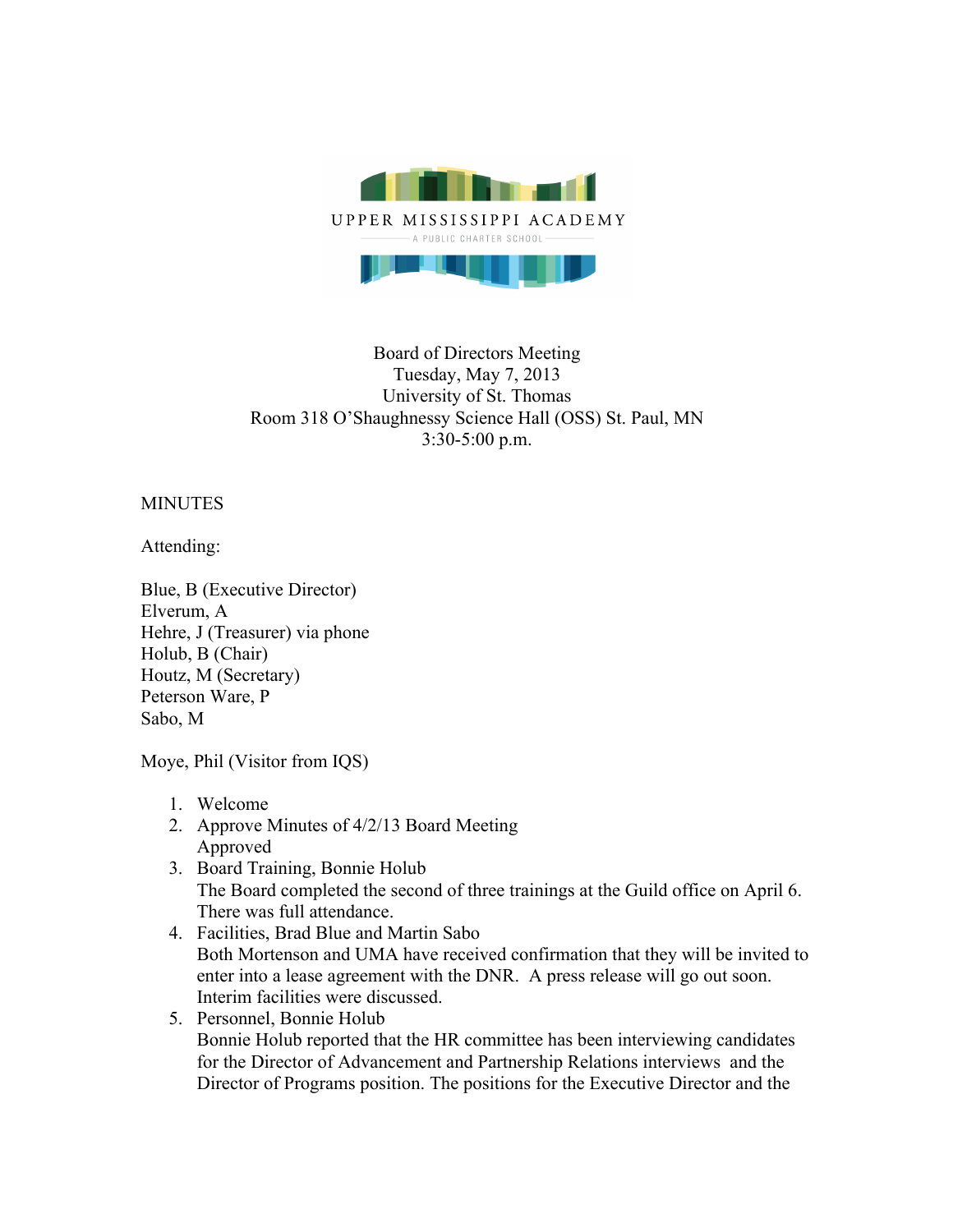UPPER MISSISSIPPI ACADEMY

A PUBLIC CHARTER SCHOOL

Board of Directors Meeting
Tuesday, May 7, 2013
University of St. Thomas
Room 318 O'Shaughnessy Science Hall (OSS) St. Paul, MN
3:30-5:00 p.m.

MINUTES

Attending:

Blue, B (Executive Director)
Elverum, A
Hehre, J (Treasurer) via phone
Holub, B (Chair)
Houtz, M (Secretary)
Peterson Ware, P
Sabo, M

Moye, Phil (Visitor from IQS)

1. Welcome
2. Approve Minutes of 4/2/13 Board Meeting
   Approved
3. Board Training, Bonnie Holub
   The Board completed the second of three trainings at the Guild office on April 6. There was full attendance.
4. Facilities, Brad Blue and Martin Sabo
   Both Mortenson and UMA have received confirmation that they will be invited to enter into a lease agreement with the DNR. A press release will go out soon. Interim facilities were discussed.
5. Personnel, Bonnie Holub
   Bonnie Holub reported that the HR committee has been interviewing candidates for the Director of Advancement and Partnership Relations interviews and the Director of Programs position. The positions for the Executive Director and the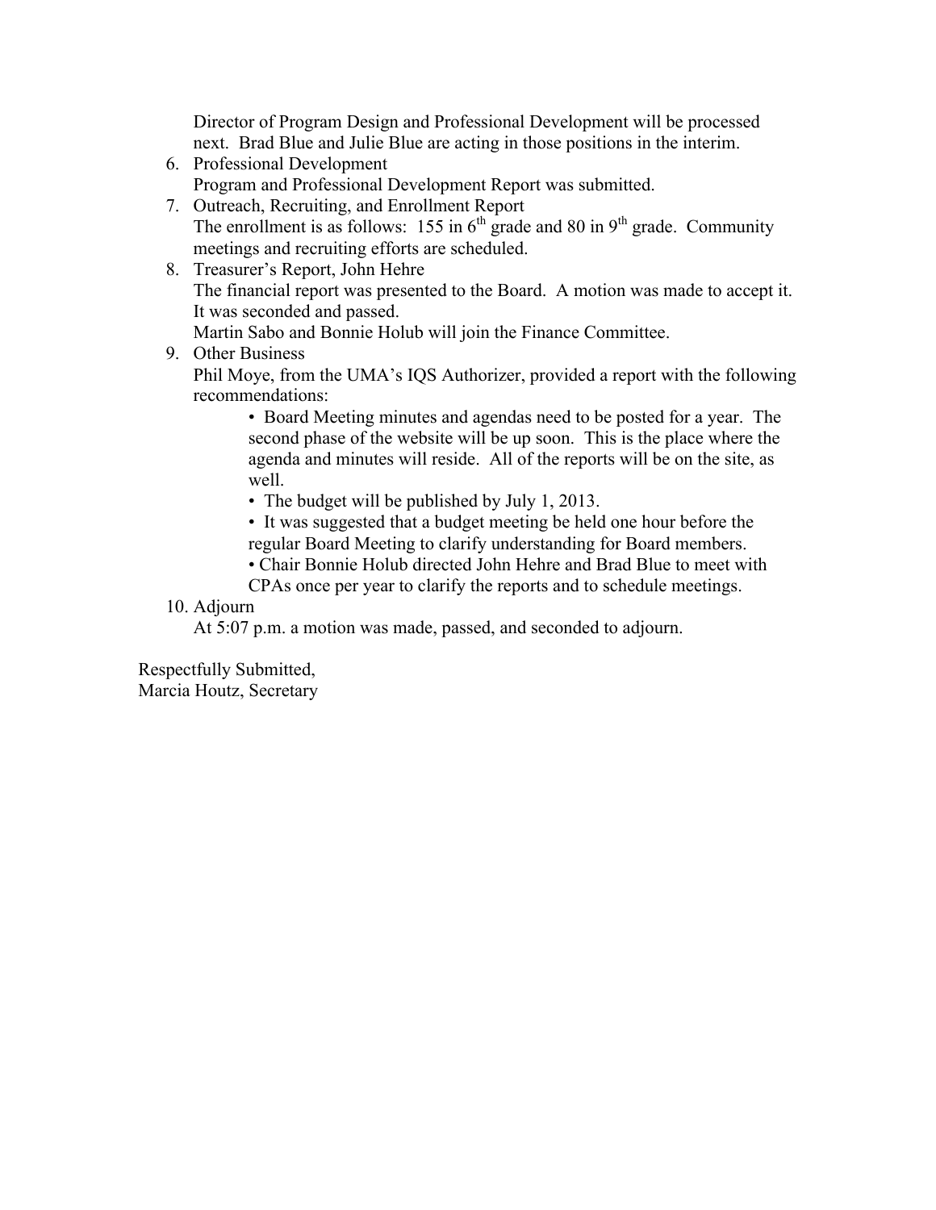Director of Program Design and Professional Development will be processed next. Brad Blue and Julie Blue are acting in those positions in the interim.

6. Professional Development
   Program and Professional Development Report was submitted.
7. Outreach, Recruiting, and Enrollment Report
   The enrollment is as follows: 155 in 6th grade and 80 in 9th grade. Community meetings and recruiting efforts are scheduled.
8. Treasurer's Report, John Hehre
   The financial report was presented to the Board. A motion was made to accept it. It was seconded and passed.
   Martin Sabo and Bonnie Holub will join the Finance Committee.
9. Other Business
   Phil Moye, from the UMA's IQS Authorizer, provided a report with the following recommendations:
   - Board Meeting minutes and agendas need to be posted for a year. The second phase of the website will be up soon. This is the place where the agenda and minutes will reside. All of the reports will be on the site, as well.
   - The budget will be published by July 1, 2013.
   - It was suggested that a budget meeting be held one hour before the regular Board Meeting to clarify understanding for Board members.
   - Chair Bonnie Holub directed John Hehre and Brad Blue to meet with CPAs once per year to clarify the reports and to schedule meetings.
10. Adjourn
    At 5:07 p.m. a motion was made, passed, and seconded to adjourn.

Respectfully Submitted,
Marcia Houtz, Secretary